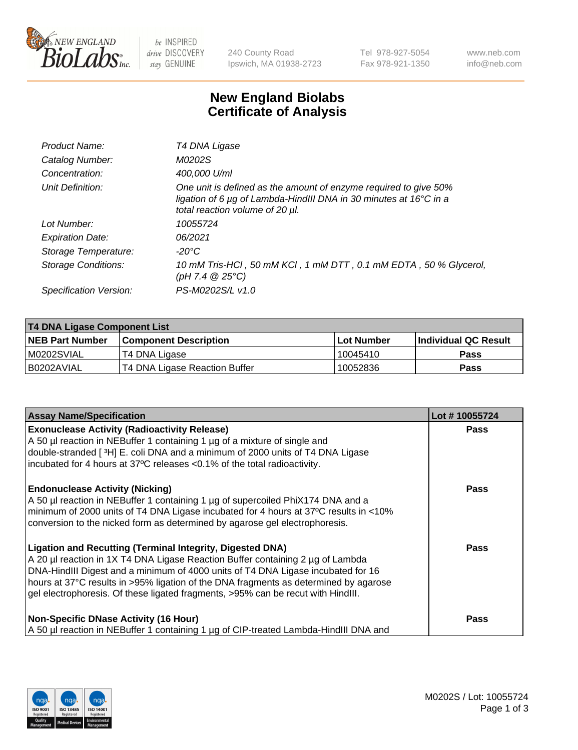# New England Biolabs
# Certificate of Analysis

| | |
|---|---|
| *Product Name:* | *T4 DNA Ligase* |
| *Catalog Number:* | *M0202S* |
| *Concentration:* | *400,000 U/ml* |
| *Unit Definition:* | *One unit is defined as the amount of enzyme required to give 50% ligation of 6 µg of Lambda-HindIII DNA in 30 minutes at 16°C in a total reaction volume of 20 µl.* |
| *Lot Number:* | *10055724* |
| *Expiration Date:* | *06/2021* |
| *Storage Temperature:* | *-20°C* |
| *Storage Conditions:* | *10 mM Tris-HCl , 50 mM KCl , 1 mM DTT , 0.1 mM EDTA , 50 % Glycerol, (pH 7.4 @ 25°C)* |
| *Specification Version:* | *PS-M0202S/L v1.0* |

| **T4 DNA Ligase Component List** | | | |
|---|---|---|---|
| **NEB Part Number** | **Component Description** | **Lot Number** | **Individual QC Result** |
| M0202SVIAL | T4 DNA Ligase | 10045410 | **Pass** |
| B0202AVIAL | T4 DNA Ligase Reaction Buffer | 10052836 | **Pass** |

| **Assay Name/Specification** | **Lot # 10055724** |
|---|---|
| **Exonuclease Activity (Radioactivity Release)**<br>A 50 µl reaction in NEBuffer 1 containing 1 µg of a mixture of single and double-stranded [ $^3$H] E. coli DNA and a minimum of 2000 units of T4 DNA Ligase incubated for 4 hours at 37ºC releases <0.1% of the total radioactivity. | **Pass** |
| **Endonuclease Activity (Nicking)**<br>A 50 µl reaction in NEBuffer 1 containing 1 µg of supercoiled PhiX174 DNA and a minimum of 2000 units of T4 DNA Ligase incubated for 4 hours at 37ºC results in <10% conversion to the nicked form as determined by agarose gel electrophoresis. | **Pass** |
| **Ligation and Recutting (Terminal Integrity, Digested DNA)**<br>A 20 µl reaction in 1X T4 DNA Ligase Reaction Buffer containing 2 µg of Lambda DNA-HindIII Digest and a minimum of 4000 units of T4 DNA Ligase incubated for 16 hours at 37°C results in >95% ligation of the DNA fragments as determined by agarose gel electrophoresis. Of these ligated fragments, >95% can be recut with HindIII. | **Pass** |
| **Non-Specific DNase Activity (16 Hour)**<br>A 50 µl reaction in NEBuffer 1 containing 1 µg of CIP-treated Lambda-HindIII DNA and | **Pass** |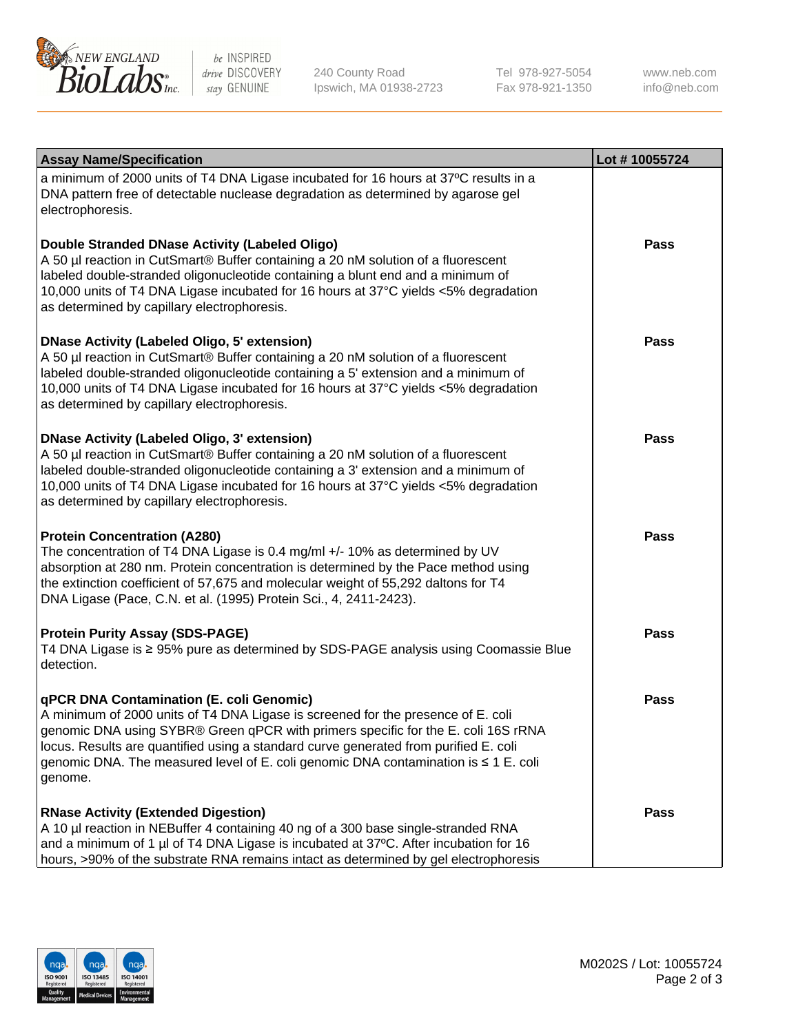| Assay Name/Specification | Lot # 10055724 |
| --- | --- |
| a minimum of 2000 units of T4 DNA Ligase incubated for 16 hours at 37ºC results in a DNA pattern free of detectable nuclease degradation as determined by agarose gel electrophoresis. | |
| **Double Stranded DNase Activity (Labeled Oligo)**<br>A 50 µl reaction in CutSmart® Buffer containing a 20 nM solution of a fluorescent labeled double-stranded oligonucleotide containing a blunt end and a minimum of 10,000 units of T4 DNA Ligase incubated for 16 hours at 37°C yields <5% degradation as determined by capillary electrophoresis. | **Pass** |
| **DNase Activity (Labeled Oligo, 5' extension)**<br>A 50 µl reaction in CutSmart® Buffer containing a 20 nM solution of a fluorescent labeled double-stranded oligonucleotide containing a 5' extension and a minimum of 10,000 units of T4 DNA Ligase incubated for 16 hours at 37°C yields <5% degradation as determined by capillary electrophoresis. | **Pass** |
| **DNase Activity (Labeled Oligo, 3' extension)**<br>A 50 µl reaction in CutSmart® Buffer containing a 20 nM solution of a fluorescent labeled double-stranded oligonucleotide containing a 3' extension and a minimum of 10,000 units of T4 DNA Ligase incubated for 16 hours at 37°C yields <5% degradation as determined by capillary electrophoresis. | **Pass** |
| **Protein Concentration (A280)**<br>The concentration of T4 DNA Ligase is 0.4 mg/ml +/- 10% as determined by UV absorption at 280 nm. Protein concentration is determined by the Pace method using the extinction coefficient of 57,675 and molecular weight of 55,292 daltons for T4 DNA Ligase (Pace, C.N. et al. (1995) Protein Sci., 4, 2411-2423). | **Pass** |
| **Protein Purity Assay (SDS-PAGE)**<br>T4 DNA Ligase is ≥ 95% pure as determined by SDS-PAGE analysis using Coomassie Blue detection. | **Pass** |
| **qPCR DNA Contamination (E. coli Genomic)**<br>A minimum of 2000 units of T4 DNA Ligase is screened for the presence of E. coli genomic DNA using SYBR® Green qPCR with primers specific for the E. coli 16S rRNA locus. Results are quantified using a standard curve generated from purified E. coli genomic DNA. The measured level of E. coli genomic DNA contamination is ≤ 1 E. coli genome. | **Pass** |
| **RNase Activity (Extended Digestion)**<br>A 10 µl reaction in NEBuffer 4 containing 40 ng of a 300 base single-stranded RNA and a minimum of 1 µl of T4 DNA Ligase is incubated at 37ºC. After incubation for 16 hours, >90% of the substrate RNA remains intact as determined by gel electrophoresis | **Pass** |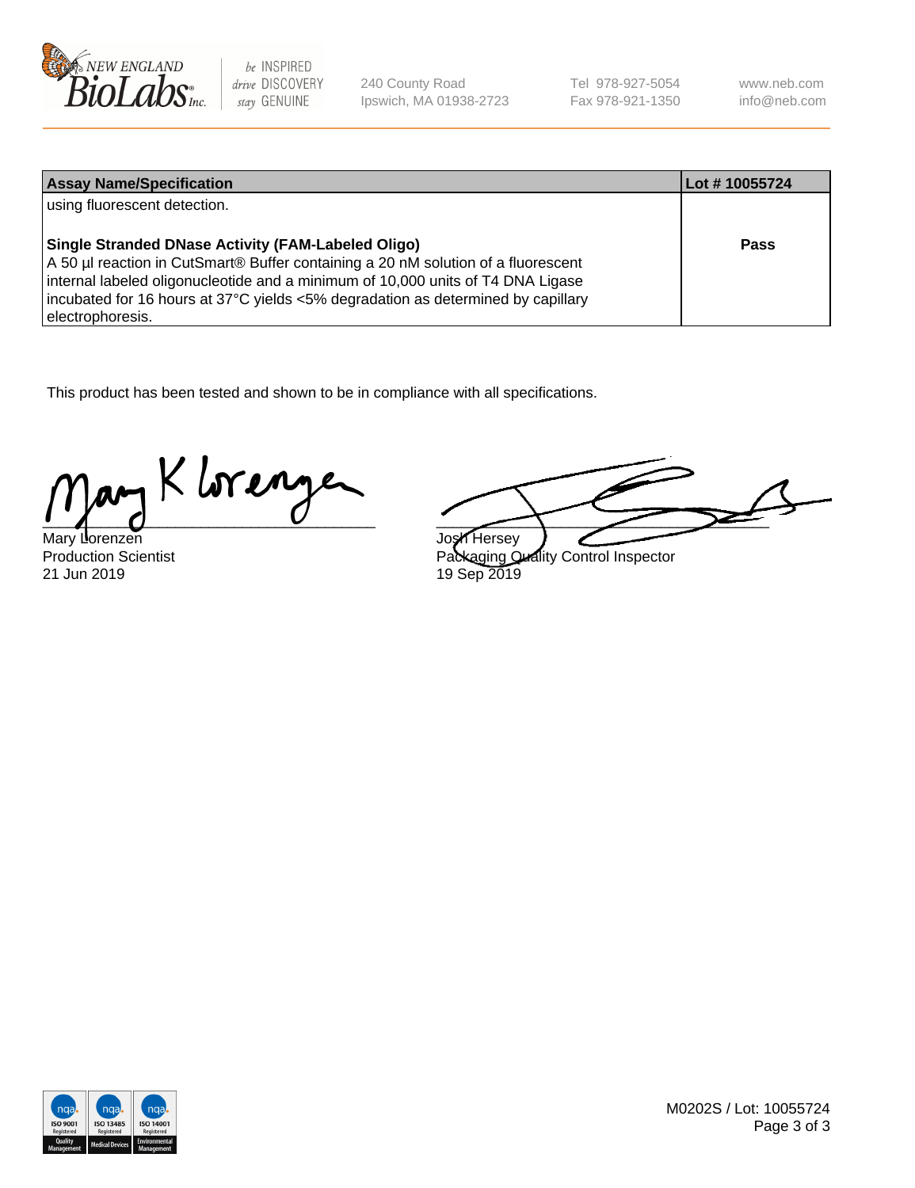| Assay Name/Specification | Lot # 10055724 |
| --- | --- |
| using fluorescent detection. | |
| **Single Stranded DNase Activity (FAM-Labeled Oligo)**<br>A 50 µl reaction in CutSmart® Buffer containing a 20 nM solution of a fluorescent internal labeled oligonucleotide and a minimum of 10,000 units of T4 DNA Ligase incubated for 16 hours at 37°C yields <5% degradation as determined by capillary electrophoresis. | **Pass** |

This product has been tested and shown to be in compliance with all specifications.

Mary Lorenzen
Production Scientist
21 Jun 2019

Josh Hersey
Packaging Quality Control Inspector
19 Sep 2019

M0202S / Lot: 10055724